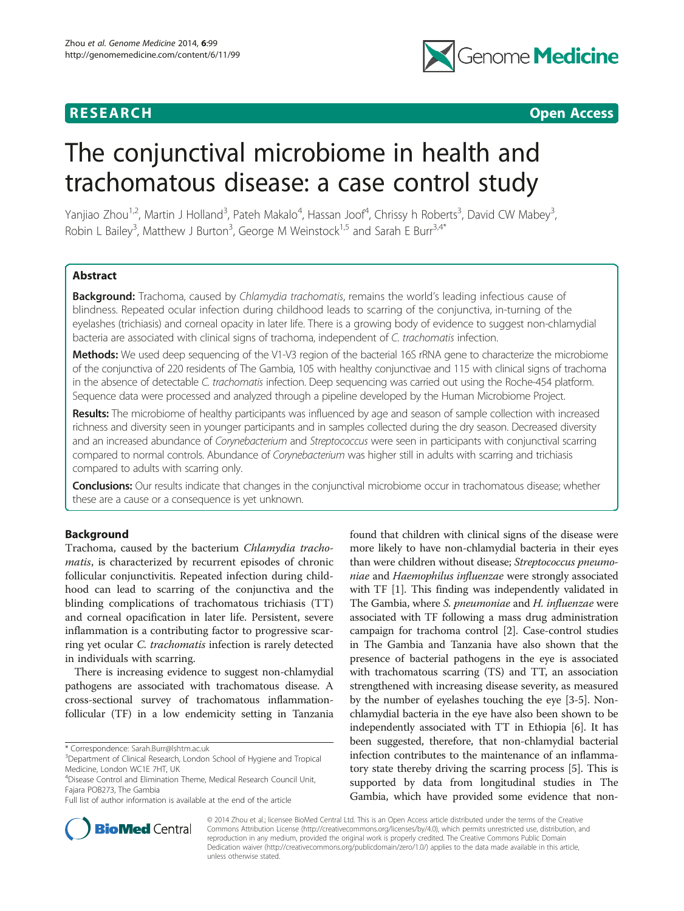**RESEARCH** **Open Access**

# The conjunctival microbiome in health and trachomatous disease: a case control study

Yanjiao Zhou[1,2], Martin J Holland[3], Pateh Makalo[4], Hassan Joof[4], Chrissy h Roberts[3], David CW Mabey[3], Robin L Bailey[3], Matthew J Burton[3], George M Weinstock[1,5] and Sarah E Burr[3,4*]

## Abstract

**Background:** Trachoma, caused by *Chlamydia trachomatis*, remains the world's leading infectious cause of blindness. Repeated ocular infection during childhood leads to scarring of the conjunctiva, in-turning of the eyelashes (trichiasis) and corneal opacity in later life. There is a growing body of evidence to suggest non-chlamydial bacteria are associated with clinical signs of trachoma, independent of *C. trachomatis* infection.

**Methods:** We used deep sequencing of the V1-V3 region of the bacterial 16S rRNA gene to characterize the microbiome of the conjunctiva of 220 residents of The Gambia, 105 with healthy conjunctivae and 115 with clinical signs of trachoma in the absence of detectable *C. trachomatis* infection. Deep sequencing was carried out using the Roche-454 platform. Sequence data were processed and analyzed through a pipeline developed by the Human Microbiome Project.

**Results:** The microbiome of healthy participants was influenced by age and season of sample collection with increased richness and diversity seen in younger participants and in samples collected during the dry season. Decreased diversity and an increased abundance of *Corynebacterium* and *Streptococcus* were seen in participants with conjunctival scarring compared to normal controls. Abundance of *Corynebacterium* was higher still in adults with scarring and trichiasis compared to adults with scarring only.

**Conclusions:** Our results indicate that changes in the conjunctival microbiome occur in trachomatous disease; whether these are a cause or a consequence is yet unknown.

## Background

Trachoma, caused by the bacterium *Chlamydia trachomatis*, is characterized by recurrent episodes of chronic follicular conjunctivitis. Repeated infection during childhood can lead to scarring of the conjunctiva and the blinding complications of trachomatous trichiasis (TT) and corneal opacification in later life. Persistent, severe inflammation is a contributing factor to progressive scarring yet ocular *C. trachomatis* infection is rarely detected in individuals with scarring.

There is increasing evidence to suggest non-chlamydial pathogens are associated with trachomatous disease. A cross-sectional survey of trachomatous inflammation-follicular (TF) in a low endemicity setting in Tanzania found that children with clinical signs of the disease were more likely to have non-chlamydial bacteria in their eyes than were children without disease; *Streptococcus pneumoniae* and *Haemophilus influenzae* were strongly associated with TF [1]. This finding was independently validated in The Gambia, where *S. pneumoniae* and *H. influenzae* were associated with TF following a mass drug administration campaign for trachoma control [2]. Case-control studies in The Gambia and Tanzania have also shown that the presence of bacterial pathogens in the eye is associated with trachomatous scarring (TS) and TT, an association strengthened with increasing disease severity, as measured by the number of eyelashes touching the eye [3-5]. Non-chlamydial bacteria in the eye have also been shown to be independently associated with TT in Ethiopia [6]. It has been suggested, therefore, that non-chlamydial bacterial infection contributes to the maintenance of an inflammatory state thereby driving the scarring process [5]. This is supported by data from longitudinal studies in The Gambia, which have provided some evidence that non-

\* Correspondence: Sarah.Burr@lshtm.ac.uk
[3]Department of Clinical Research, London School of Hygiene and Tropical Medicine, London WC1E 7HT, UK
[4]Disease Control and Elimination Theme, Medical Research Council Unit, Fajara POB273, The Gambia
Full list of author information is available at the end of the article

© 2014 Zhou et al.; licensee BioMed Central Ltd. This is an Open Access article distributed under the terms of the Creative Commons Attribution License (http://creativecommons.org/licenses/by/4.0), which permits unrestricted use, distribution, and reproduction in any medium, provided the original work is properly credited. The Creative Commons Public Domain Dedication waiver (http://creativecommons.org/publicdomain/zero/1.0/) applies to the data made available in this article, unless otherwise stated.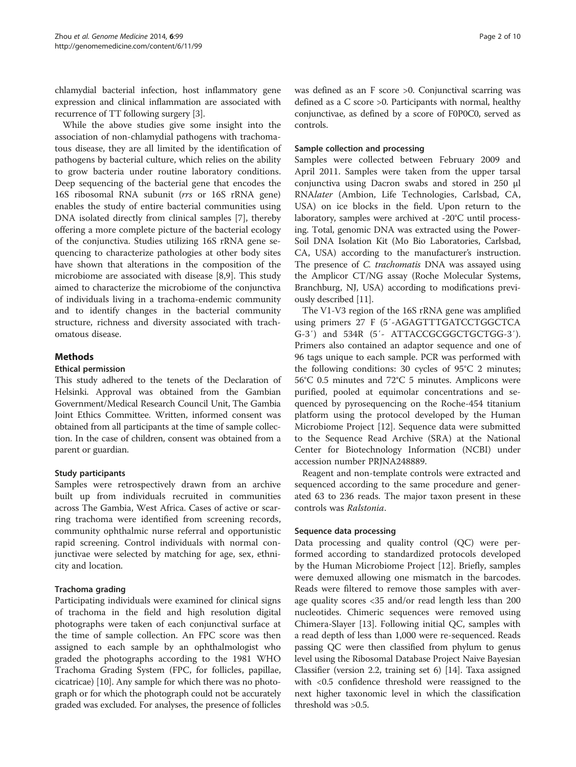chlamydial bacterial infection, host inflammatory gene expression and clinical inflammation are associated with recurrence of TT following surgery [3].

While the above studies give some insight into the association of non-chlamydial pathogens with trachomatous disease, they are all limited by the identification of pathogens by bacterial culture, which relies on the ability to grow bacteria under routine laboratory conditions. Deep sequencing of the bacterial gene that encodes the 16S ribosomal RNA subunit (*rrs* or 16S rRNA gene) enables the study of entire bacterial communities using DNA isolated directly from clinical samples [7], thereby offering a more complete picture of the bacterial ecology of the conjunctiva. Studies utilizing 16S rRNA gene sequencing to characterize pathologies at other body sites have shown that alterations in the composition of the microbiome are associated with disease [8,9]. This study aimed to characterize the microbiome of the conjunctiva of individuals living in a trachoma-endemic community and to identify changes in the bacterial community structure, richness and diversity associated with trachomatous disease.

## Methods

### Ethical permission

This study adhered to the tenets of the Declaration of Helsinki. Approval was obtained from the Gambian Government/Medical Research Council Unit, The Gambia Joint Ethics Committee. Written, informed consent was obtained from all participants at the time of sample collection. In the case of children, consent was obtained from a parent or guardian.

### Study participants

Samples were retrospectively drawn from an archive built up from individuals recruited in communities across The Gambia, West Africa. Cases of active or scarring trachoma were identified from screening records, community ophthalmic nurse referral and opportunistic rapid screening. Control individuals with normal conjunctivae were selected by matching for age, sex, ethnicity and location.

### Trachoma grading

Participating individuals were examined for clinical signs of trachoma in the field and high resolution digital photographs were taken of each conjunctival surface at the time of sample collection. An FPC score was then assigned to each sample by an ophthalmologist who graded the photographs according to the 1981 WHO Trachoma Grading System (FPC, for follicles, papillae, cicatricae) [10]. Any sample for which there was no photograph or for which the photograph could not be accurately graded was excluded. For analyses, the presence of follicles was defined as an F score >0. Conjunctival scarring was defined as a C score >0. Participants with normal, healthy conjunctivae, as defined by a score of F0P0C0, served as controls.

### Sample collection and processing

Samples were collected between February 2009 and April 2011. Samples were taken from the upper tarsal conjunctiva using Dacron swabs and stored in 250 μl RNA*later* (Ambion, Life Technologies, Carlsbad, CA, USA) on ice blocks in the field. Upon return to the laboratory, samples were archived at -20°C until processing. Total, genomic DNA was extracted using the PowerSoil DNA Isolation Kit (Mo Bio Laboratories, Carlsbad, CA, USA) according to the manufacturer's instruction. The presence of *C. trachomatis* DNA was assayed using the Amplicor CT/NG assay (Roche Molecular Systems, Branchburg, NJ, USA) according to modifications previously described [11].

The V1-V3 region of the 16S rRNA gene was amplified using primers 27 F (5′-AGAGTTTGATCCTGGCTCAG-3′) and 534R (5′- ATTACCGCGGCTGCTGG-3′). Primers also contained an adaptor sequence and one of 96 tags unique to each sample. PCR was performed with the following conditions: 30 cycles of 95°C 2 minutes; 56°C 0.5 minutes and 72°C 5 minutes. Amplicons were purified, pooled at equimolar concentrations and sequenced by pyrosequencing on the Roche-454 titanium platform using the protocol developed by the Human Microbiome Project [12]. Sequence data were submitted to the Sequence Read Archive (SRA) at the National Center for Biotechnology Information (NCBI) under accession number PRJNA248889.

Reagent and non-template controls were extracted and sequenced according to the same procedure and generated 63 to 236 reads. The major taxon present in these controls was *Ralstonia*.

### Sequence data processing

Data processing and quality control (QC) were performed according to standardized protocols developed by the Human Microbiome Project [12]. Briefly, samples were demuxed allowing one mismatch in the barcodes. Reads were filtered to remove those samples with average quality scores <35 and/or read length less than 200 nucleotides. Chimeric sequences were removed using Chimera-Slayer [13]. Following initial QC, samples with a read depth of less than 1,000 were re-sequenced. Reads passing QC were then classified from phylum to genus level using the Ribosomal Database Project Naive Bayesian Classifier (version 2.2, training set 6) [14]. Taxa assigned with <0.5 confidence threshold were reassigned to the next higher taxonomic level in which the classification threshold was >0.5.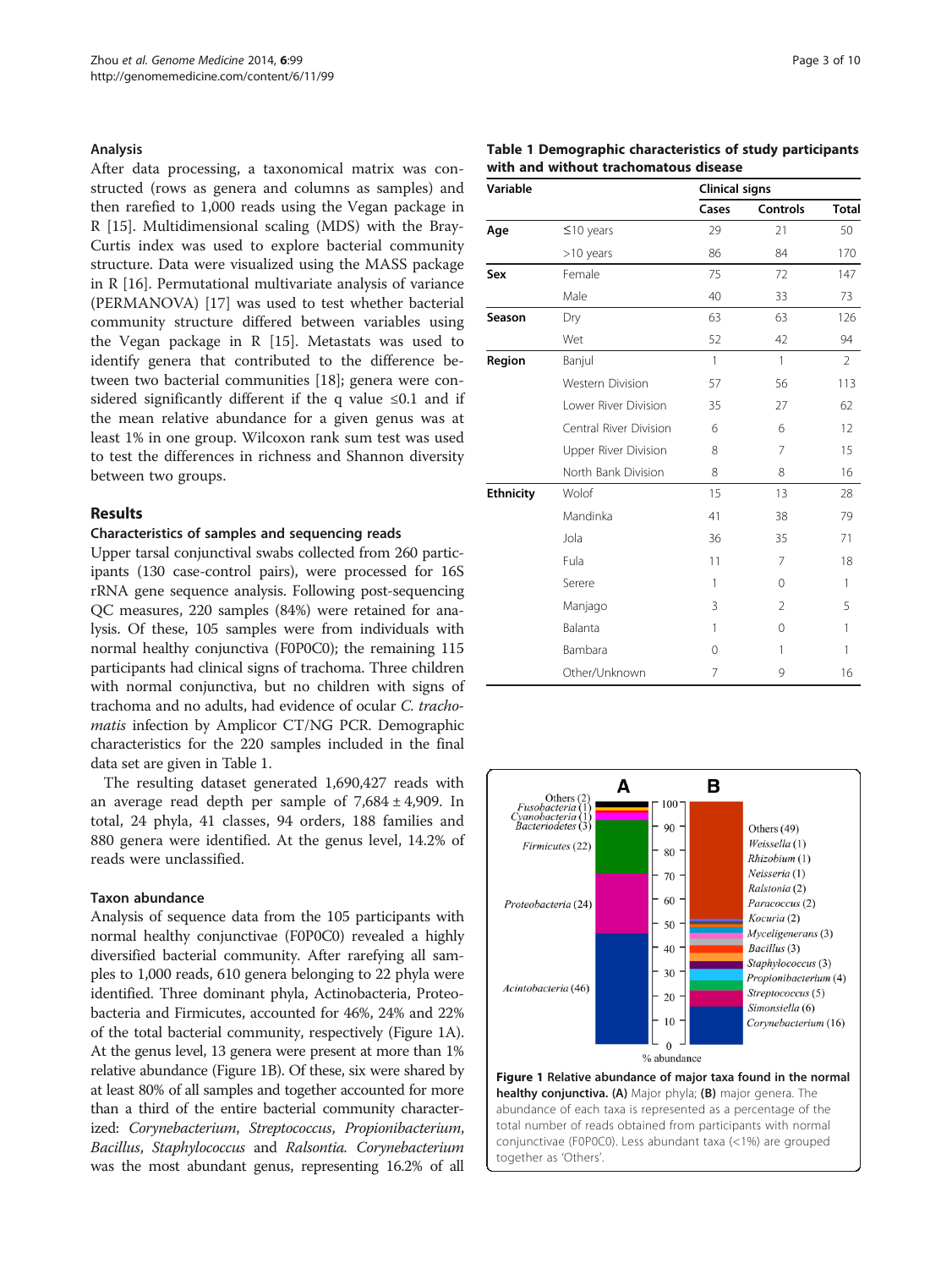## Analysis

After data processing, a taxonomical matrix was constructed (rows as genera and columns as samples) and then rarefied to 1,000 reads using the Vegan package in R [15]. Multidimensional scaling (MDS) with the Bray-Curtis index was used to explore bacterial community structure. Data were visualized using the MASS package in R [16]. Permutational multivariate analysis of variance (PERMANOVA) [17] was used to test whether bacterial community structure differed between variables using the Vegan package in R [15]. Metastats was used to identify genera that contributed to the difference between two bacterial communities [18]; genera were considered significantly different if the q value ≤0.1 and if the mean relative abundance for a given genus was at least 1% in one group. Wilcoxon rank sum test was used to test the differences in richness and Shannon diversity between two groups.

## Results

### Characteristics of samples and sequencing reads

Upper tarsal conjunctival swabs collected from 260 participants (130 case-control pairs), were processed for 16S rRNA gene sequence analysis. Following post-sequencing QC measures, 220 samples (84%) were retained for analysis. Of these, 105 samples were from individuals with normal healthy conjunctiva (F0P0C0); the remaining 115 participants had clinical signs of trachoma. Three children with normal conjunctiva, but no children with signs of trachoma and no adults, had evidence of ocular *C. trachomatis* infection by Amplicor CT/NG PCR. Demographic characteristics for the 220 samples included in the final data set are given in Table 1.

The resulting dataset generated 1,690,427 reads with an average read depth per sample of 7,684 ± 4,909. In total, 24 phyla, 41 classes, 94 orders, 188 families and 880 genera were identified. At the genus level, 14.2% of reads were unclassified.

### Taxon abundance

Analysis of sequence data from the 105 participants with normal healthy conjunctivae (F0P0C0) revealed a highly diversified bacterial community. After rarefying all samples to 1,000 reads, 610 genera belonging to 22 phyla were identified. Three dominant phyla, Actinobacteria, Proteobacteria and Firmicutes, accounted for 46%, 24% and 22% of the total bacterial community, respectively (Figure 1A). At the genus level, 13 genera were present at more than 1% relative abundance (Figure 1B). Of these, six were shared by at least 80% of all samples and together accounted for more than a third of the entire bacterial community characterized: *Corynebacterium*, *Streptococcus*, *Propionibacterium*, *Bacillus*, *Staphylococcus* and *Ralsontia*. *Corynebacterium* was the most abundant genus, representing 16.2% of all

**Table 1 Demographic characteristics of study participants with and without trachomatous disease**

| Variable | | Clinical signs | | |
|---|---|---|---|---|
| | | Cases | Controls | Total |
| **Age** | ≤10 years | 29 | 21 | 50 |
| | >10 years | 86 | 84 | 170 |
| **Sex** | Female | 75 | 72 | 147 |
| | Male | 40 | 33 | 73 |
| **Season** | Dry | 63 | 63 | 126 |
| | Wet | 52 | 42 | 94 |
| **Region** | Banjul | 1 | 1 | 2 |
| | Western Division | 57 | 56 | 113 |
| | Lower River Division | 35 | 27 | 62 |
| | Central River Division | 6 | 6 | 12 |
| | Upper River Division | 8 | 7 | 15 |
| | North Bank Division | 8 | 8 | 16 |
| **Ethnicity** | Wolof | 15 | 13 | 28 |
| | Mandinka | 41 | 38 | 79 |
| | Jola | 36 | 35 | 71 |
| | Fula | 11 | 7 | 18 |
| | Serere | 1 | 0 | 1 |
| | Manjago | 3 | 2 | 5 |
| | Balanta | 1 | 0 | 1 |
| | Bambara | 0 | 1 | 1 |
| | Other/Unknown | 7 | 9 | 16 |

**Figure 1 Relative abundance of major taxa found in the normal healthy conjunctiva. (A)** Major phyla; **(B)** major genera. The abundance of each taxa is represented as a percentage of the total number of reads obtained from participants with normal conjunctivae (F0P0C0). Less abundant taxa (<1%) are grouped together as 'Others'.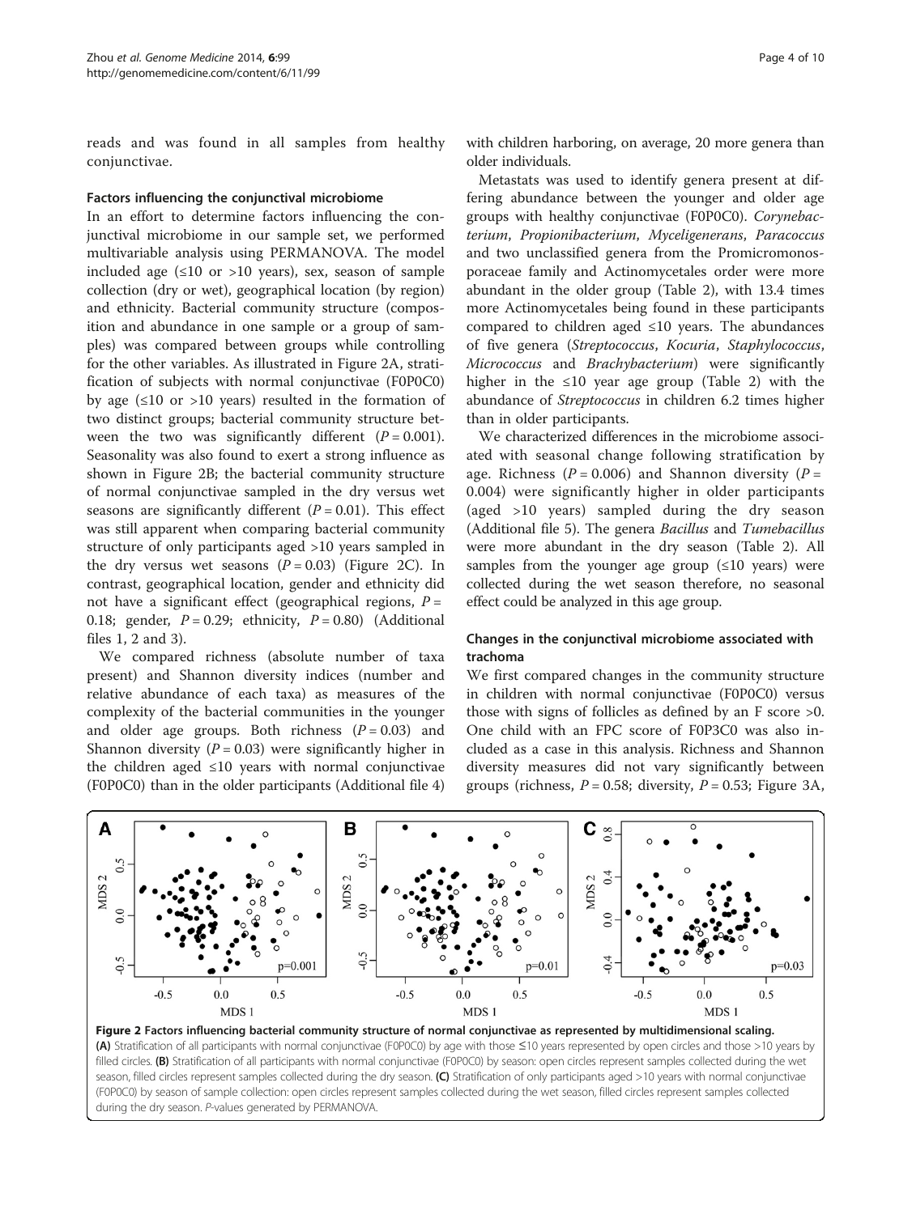reads and was found in all samples from healthy conjunctivae.

### Factors influencing the conjunctival microbiome

In an effort to determine factors influencing the conjunctival microbiome in our sample set, we performed multivariable analysis using PERMANOVA. The model included age (≤10 or >10 years), sex, season of sample collection (dry or wet), geographical location (by region) and ethnicity. Bacterial community structure (composition and abundance in one sample or a group of samples) was compared between groups while controlling for the other variables. As illustrated in Figure 2A, stratification of subjects with normal conjunctivae (F0P0C0) by age (≤10 or >10 years) resulted in the formation of two distinct groups; bacterial community structure between the two was significantly different ($P = 0.001$). Seasonality was also found to exert a strong influence as shown in Figure 2B; the bacterial community structure of normal conjunctivae sampled in the dry versus wet seasons are significantly different ($P = 0.01$). This effect was still apparent when comparing bacterial community structure of only participants aged >10 years sampled in the dry versus wet seasons ($P = 0.03$) (Figure 2C). In contrast, geographical location, gender and ethnicity did not have a significant effect (geographical regions, $P = 0.18$; gender, $P = 0.29$; ethnicity, $P = 0.80$) (Additional files 1, 2 and 3).

We compared richness (absolute number of taxa present) and Shannon diversity indices (number and relative abundance of each taxa) as measures of the complexity of the bacterial communities in the younger and older age groups. Both richness ($P = 0.03$) and Shannon diversity ($P = 0.03$) were significantly higher in the children aged ≤10 years with normal conjunctivae (F0P0C0) than in the older participants (Additional file 4) with children harboring, on average, 20 more genera than older individuals.

Metastats was used to identify genera present at differing abundance between the younger and older age groups with healthy conjunctivae (F0P0C0). *Corynebacterium*, *Propionibacterium*, *Myceligenerans*, *Paracoccus* and two unclassified genera from the Promicromonosporaceae family and Actinomycetales order were more abundant in the older group (Table 2), with 13.4 times more Actinomycetales being found in these participants compared to children aged ≤10 years. The abundances of five genera (*Streptococcus*, *Kocuria*, *Staphylococcus*, *Micrococcus* and *Brachybacterium*) were significantly higher in the ≤10 year age group (Table 2) with the abundance of *Streptococcus* in children 6.2 times higher than in older participants.

We characterized differences in the microbiome associated with seasonal change following stratification by age. Richness ($P = 0.006$) and Shannon diversity ($P = 0.004$) were significantly higher in older participants (aged >10 years) sampled during the dry season (Additional file 5). The genera *Bacillus* and *Tumebacillus* were more abundant in the dry season (Table 2). All samples from the younger age group (≤10 years) were collected during the wet season therefore, no seasonal effect could be analyzed in this age group.

### Changes in the conjunctival microbiome associated with trachoma

We first compared changes in the community structure in children with normal conjunctivae (F0P0C0) versus those with signs of follicles as defined by an F score >0. One child with an FPC score of F0P3C0 was also included as a case in this analysis. Richness and Shannon diversity measures did not vary significantly between groups (richness, $P = 0.58$; diversity, $P = 0.53$; Figure 3A,

**Figure 2 Factors influencing bacterial community structure of normal conjunctivae as represented by multidimensional scaling.** **(A)** Stratification of all participants with normal conjunctivae (F0P0C0) by age with those ≤10 years represented by open circles and those >10 years by filled circles. **(B)** Stratification of all participants with normal conjunctivae (F0P0C0) by season: open circles represent samples collected during the wet season, filled circles represent samples collected during the dry season. **(C)** Stratification of only participants aged >10 years with normal conjunctivae (F0P0C0) by season of sample collection: open circles represent samples collected during the wet season, filled circles represent samples collected during the dry season. *P*-values generated by PERMANOVA.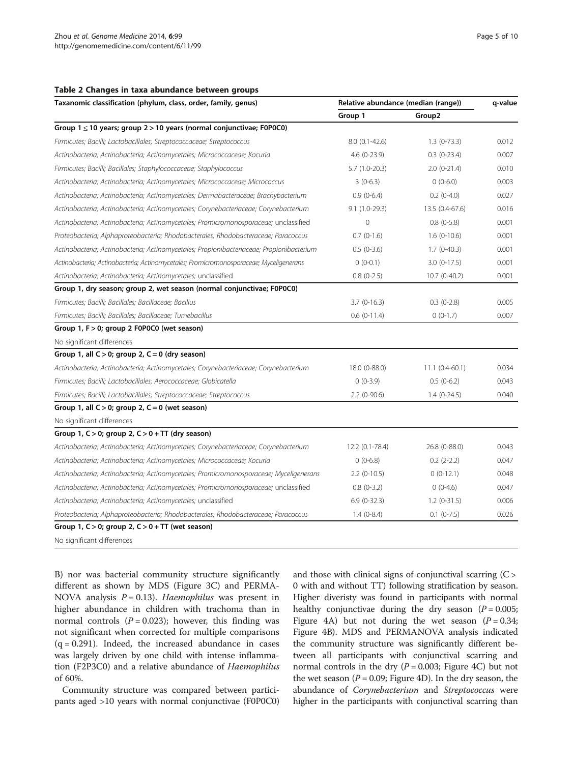**Table 2 Changes in taxa abundance between groups**

| Taxanomic classification (phylum, class, order, family, genus) | Relative abundance (median (range)) | | q-value |
|---|---|---|---|
| | Group 1 | Group2 | |
| **Group 1 ≤ 10 years; group 2 > 10 years (normal conjunctivae; F0P0C0)** | | | |
| *Firmicutes; Bacilli; Lactobacillales; Streptococcaceae; Streptococcus* | 8.0 (0.1-42.6) | 1.3 (0-73.3) | 0.012 |
| *Actinobacteria; Actinobacteria; Actinomycetales; Micrococcaceae; Kocuria* | 4.6 (0-23.9) | 0.3 (0-23.4) | 0.007 |
| *Firmicutes; Bacilli; Bacillales; Staphylococcaceae; Staphylococcus* | 5.7 (1.0-20.3) | 2.0 (0-21.4) | 0.010 |
| *Actinobacteria; Actinobacteria; Actinomycetales; Micrococcaceae; Micrococcus* | 3 (0-6.3) | 0 (0-6.0) | 0.003 |
| *Actinobacteria; Actinobacteria; Actinomycetales; Dermabacteraceae; Brachybacterium* | 0.9 (0-6.4) | 0.2 (0-4.0) | 0.027 |
| *Actinobacteria; Actinobacteria; Actinomycetales; Corynebacteriaceae; Corynebacterium* | 9.1 (1.0-29.3) | 13.5 (0.4-67.6) | 0.016 |
| *Actinobacteria; Actinobacteria; Actinomycetales; Promicromonosporaceae;* unclassified | 0 | 0.8 (0-5.8) | 0.001 |
| *Proteobacteria; Alphaproteobacteria; Rhodobacterales; Rhodobacteraceae; Paracoccus* | 0.7 (0-1.6) | 1.6 (0-10.6) | 0.001 |
| *Actinobacteria; Actinobacteria; Actinomycetales; Propionibacteriaceae; Propionibacterium* | 0.5 (0-3.6) | 1.7 (0-40.3) | 0.001 |
| *Actinobacteria; Actinobacteria; Actinomycetales; Promicromonosporaceae; Myceligenerans* | 0 (0-0.1) | 3.0 (0-17.5) | 0.001 |
| *Actinobacteria; Actinobacteria; Actinomycetales;* unclassified | 0.8 (0-2.5) | 10.7 (0-40.2) | 0.001 |
| **Group 1, dry season; group 2, wet season (normal conjunctivae; F0P0C0)** | | | |
| *Firmicutes; Bacilli; Bacillales; Bacillaceae; Bacillus* | 3.7 (0-16.3) | 0.3 (0-2.8) | 0.005 |
| *Firmicutes; Bacilli; Bacillales; Bacillaceae; Tumebacillus* | 0.6 (0-11.4) | 0 (0-1.7) | 0.007 |
| **Group 1, F > 0; group 2 F0P0C0 (wet season)** | | | |
| No significant differences | | | |
| **Group 1, all C > 0; group 2, C = 0 (dry season)** | | | |
| *Actinobacteria; Actinobacteria; Actinomycetales; Corynebacteriaceae; Corynebacterium* | 18.0 (0-88.0) | 11.1 (0.4-60.1) | 0.034 |
| *Firmicutes; Bacilli; Lactobacillales; Aerococcaceae; Globicatella* | 0 (0-3.9) | 0.5 (0-6.2) | 0.043 |
| *Firmicutes; Bacilli; Lactobacillales; Streptococcaceae; Streptococcus* | 2.2 (0-90.6) | 1.4 (0-24.5) | 0.040 |
| **Group 1, all C > 0; group 2, C = 0 (wet season)** | | | |
| No significant differences | | | |
| **Group 1, C > 0; group 2, C > 0 + TT (dry season)** | | | |
| *Actinobacteria; Actinobacteria; Actinomycetales; Corynebacteriaceae; Corynebacterium* | 12.2 (0.1-78.4) | 26.8 (0-88.0) | 0.043 |
| *Actinobacteria; Actinobacteria; Actinomycetales; Micrococcaceae; Kocuria* | 0 (0-6.8) | 0.2 (2-2.2) | 0.047 |
| *Actinobacteria; Actinobacteria; Actinomycetales; Promicromonosporaceae; Myceligenerans* | 2.2 (0-10.5) | 0 (0-12.1) | 0.048 |
| *Actinobacteria; Actinobacteria; Actinomycetales; Promicromonosporaceae;* unclassified | 0.8 (0-3.2) | 0 (0-4.6) | 0.047 |
| *Actinobacteria; Actinobacteria; Actinomycetales;* unclassified | 6.9 (0-32.3) | 1.2 (0-31.5) | 0.006 |
| *Proteobacteria; Alphaproteobacteria; Rhodobacterales; Rhodobacteraceae; Paracoccus* | 1.4 (0-8.4) | 0.1 (0-7.5) | 0.026 |
| **Group 1, C > 0; group 2, C > 0 + TT (wet season)** | | | |
| No significant differences | | | |

B) nor was bacterial community structure significantly different as shown by MDS (Figure 3C) and PERMANOVA analysis $P = 0.13$). *Haemophilus* was present in higher abundance in children with trachoma than in normal controls ($P = 0.023$); however, this finding was not significant when corrected for multiple comparisons ($q = 0.291$). Indeed, the increased abundance in cases was largely driven by one child with intense inflammation (F2P3C0) and a relative abundance of *Haemophilus* of 60%.

Community structure was compared between participants aged >10 years with normal conjunctivae (F0P0C0) and those with clinical signs of conjunctival scarring (C > 0 with and without TT) following stratification by season. Higher diveristy was found in participants with normal healthy conjunctivae during the dry season ($P = 0.005$; Figure 4A) but not during the wet season ($P = 0.34$; Figure 4B). MDS and PERMANOVA analysis indicated the community structure was significantly different between all participants with conjunctival scarring and normal controls in the dry ($P = 0.003$; Figure 4C) but not the wet season ($P = 0.09$; Figure 4D). In the dry season, the abundance of *Corynebacterium* and *Streptococcus* were higher in the participants with conjunctival scarring than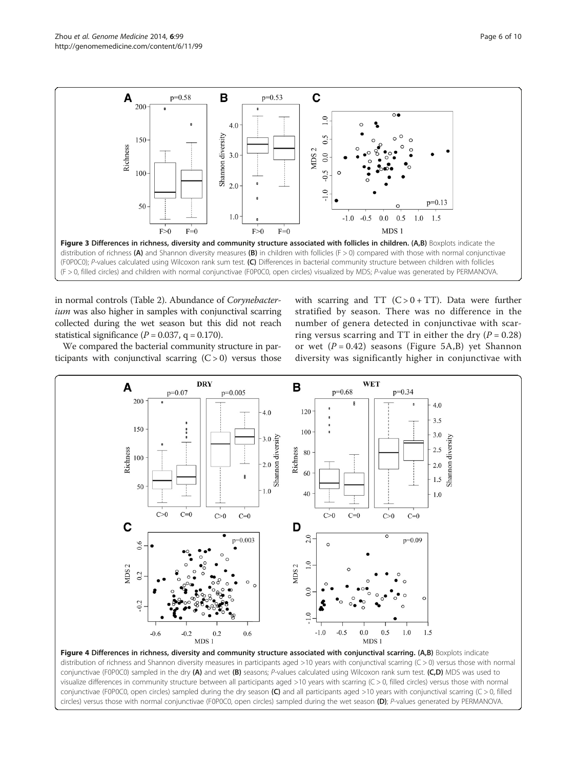**Figure 3 Differences in richness, diversity and community structure associated with follicles in children. (A,B)** Boxplots indicate the distribution of richness **(A)** and Shannon diversity measures **(B)** in children with follicles (F > 0) compared with those with normal conjunctivae (F0P0C0); *P*-values calculated using Wilcoxon rank sum test. **(C)** Differences in bacterial community structure between children with follicles (F > 0, filled circles) and children with normal conjunctivae (F0P0C0, open circles) visualized by MDS; *P*-value was generated by PERMANOVA.

in normal controls (Table 2). Abundance of *Corynebacterium* was also higher in samples with conjunctival scarring collected during the wet season but this did not reach statistical significance ($P = 0.037$, $q = 0.170$).

We compared the bacterial community structure in participants with conjunctival scarring (C > 0) versus those with scarring and TT (C > 0 + TT). Data were further stratified by season. There was no difference in the number of genera detected in conjunctivae with scarring versus scarring and TT in either the dry ($P = 0.28$) or wet ($P = 0.42$) seasons (Figure 5A,B) yet Shannon diversity was significantly higher in conjunctivae with

**Figure 4 Differences in richness, diversity and community structure associated with conjunctival scarring. (A,B)** Boxplots indicate distribution of richness and Shannon diversity measures in participants aged >10 years with conjunctival scarring (C > 0) versus those with normal conjunctivae (F0P0C0) sampled in the dry **(A)** and wet **(B)** seasons; *P*-values calculated using Wilcoxon rank sum test. **(C,D)** MDS was used to visualize differences in community structure between all participants aged >10 years with scarring (C > 0, filled circles) versus those with normal conjunctivae (F0P0C0, open circles) sampled during the dry season **(C)** and all participants aged >10 years with conjunctival scarring (C > 0, filled circles) versus those with normal conjunctivae (F0P0C0, open circles) sampled during the wet season **(D)**; *P*-values generated by PERMANOVA.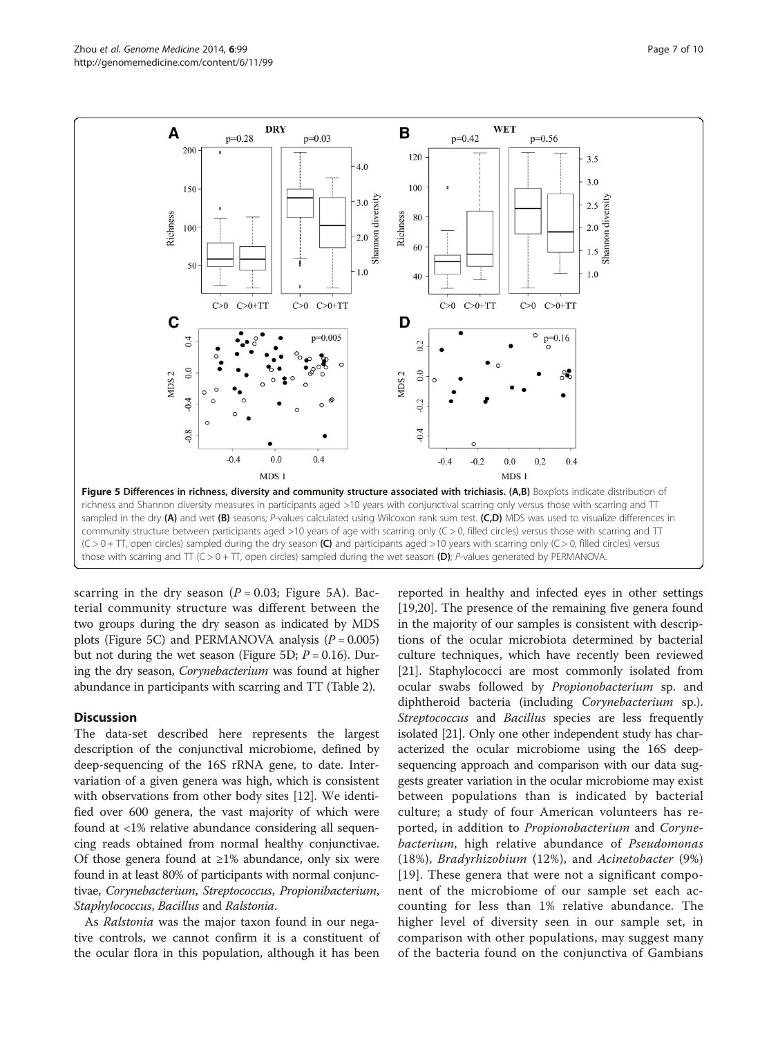Figure 5 Differences in richness, diversity and community structure associated with trichiasis. (A,B) Boxplots indicate distribution of richness and Shannon diversity measures in participants aged >10 years with conjunctival scarring only versus those with scarring and TT sampled in the dry (A) and wet (B) seasons; P-values calculated using Wilcoxon rank sum test. (C,D) MDS was used to visualize differences in community structure between participants aged >10 years of age with scarring only (C > 0, filled circles) versus those with scarring and TT (C > 0 + TT, open circles) sampled during the dry season (C) and participants aged >10 years with scarring only (C > 0, filled circles) versus those with scarring and TT (C > 0 + TT, open circles) sampled during the wet season (D); P-values generated by PERMANOVA.

scarring in the dry season ($P = 0.03$; Figure 5A). Bacterial community structure was different between the two groups during the dry season as indicated by MDS plots (Figure 5C) and PERMANOVA analysis ($P = 0.005$) but not during the wet season (Figure 5D; $P = 0.16$). During the dry season, *Corynebacterium* was found at higher abundance in participants with scarring and TT (Table 2).

## Discussion

The data-set described here represents the largest description of the conjunctival microbiome, defined by deep-sequencing of the 16S rRNA gene, to date. Intervariation of a given genera was high, which is consistent with observations from other body sites [12]. We identified over 600 genera, the vast majority of which were found at <1% relative abundance considering all sequencing reads obtained from normal healthy conjunctivae. Of those genera found at ≥1% abundance, only six were found in at least 80% of participants with normal conjunctivae, *Corynebacterium*, *Streptococcus*, *Propionibacterium*, *Staphylococcus*, *Bacillus* and *Ralstonia*.

As *Ralstonia* was the major taxon found in our negative controls, we cannot confirm it is a constituent of the ocular flora in this population, although it has been reported in healthy and infected eyes in other settings [19,20]. The presence of the remaining five genera found in the majority of our samples is consistent with descriptions of the ocular microbiota determined by bacterial culture techniques, which have recently been reviewed [21]. Staphylococci are most commonly isolated from ocular swabs followed by *Propionobacterium* sp. and diphtheroid bacteria (including *Corynebacterium* sp.). *Streptococcus* and *Bacillus* species are less frequently isolated [21]. Only one other independent study has characterized the ocular microbiome using the 16S deep-sequencing approach and comparison with our data suggests greater variation in the ocular microbiome may exist between populations than is indicated by bacterial culture; a study of four American volunteers has reported, in addition to *Propionobacterium* and *Corynebacterium*, high relative abundance of *Pseudomonas* (18%), *Bradyrhizobium* (12%), and *Acinetobacter* (9%) [19]. These genera that were not a significant component of the microbiome of our sample set each accounting for less than 1% relative abundance. The higher level of diversity seen in our sample set, in comparison with other populations, may suggest many of the bacteria found on the conjunctiva of Gambians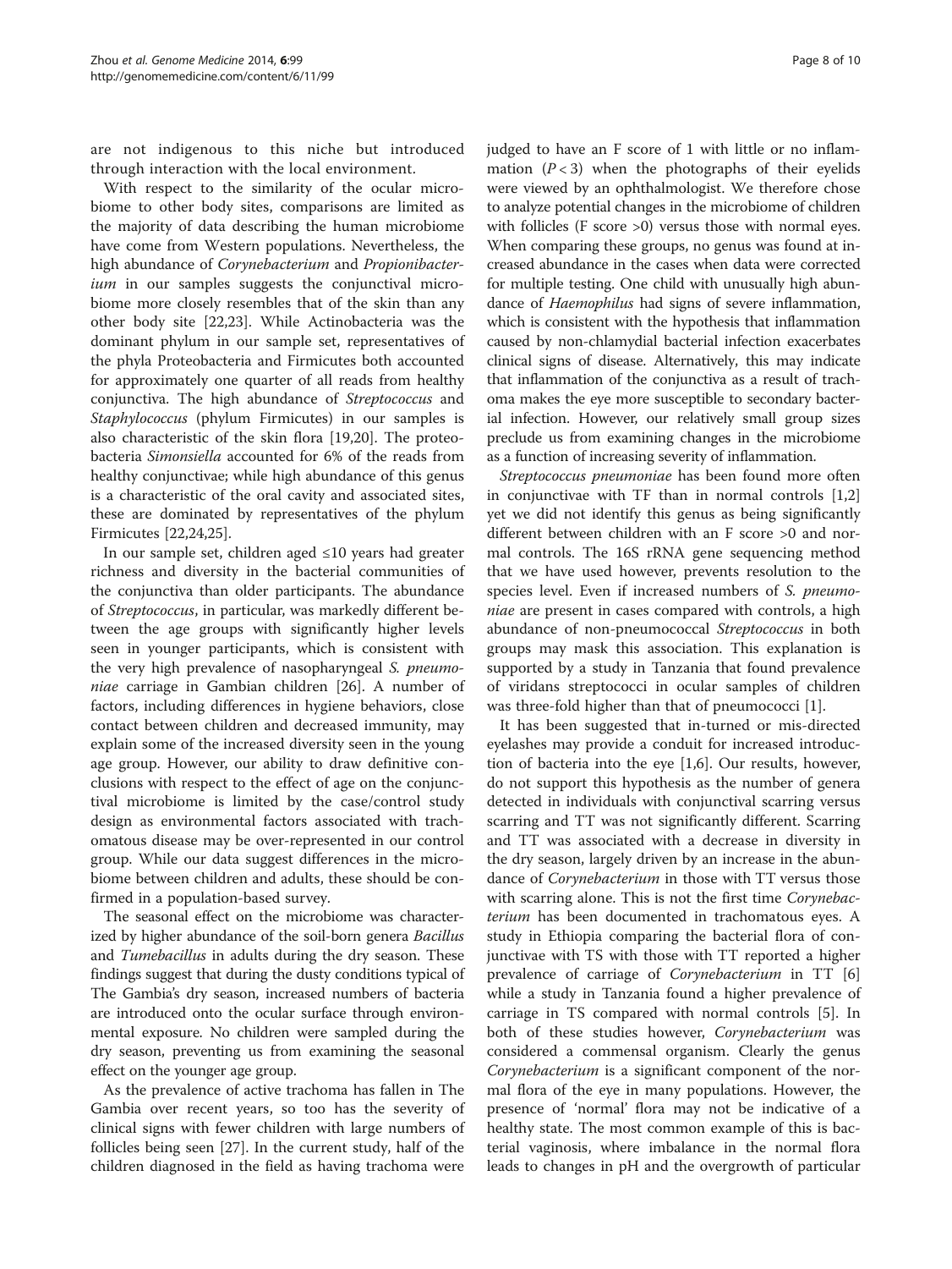are not indigenous to this niche but introduced through interaction with the local environment.

With respect to the similarity of the ocular microbiome to other body sites, comparisons are limited as the majority of data describing the human microbiome have come from Western populations. Nevertheless, the high abundance of *Corynebacterium* and *Propionibacterium* in our samples suggests the conjunctival microbiome more closely resembles that of the skin than any other body site [22,23]. While Actinobacteria was the dominant phylum in our sample set, representatives of the phyla Proteobacteria and Firmicutes both accounted for approximately one quarter of all reads from healthy conjunctiva. The high abundance of *Streptococcus* and *Staphylococcus* (phylum Firmicutes) in our samples is also characteristic of the skin flora [19,20]. The proteobacteria *Simonsiella* accounted for 6% of the reads from healthy conjunctivae; while high abundance of this genus is a characteristic of the oral cavity and associated sites, these are dominated by representatives of the phylum Firmicutes [22,24,25].

In our sample set, children aged ≤10 years had greater richness and diversity in the bacterial communities of the conjunctiva than older participants. The abundance of *Streptococcus*, in particular, was markedly different between the age groups with significantly higher levels seen in younger participants, which is consistent with the very high prevalence of nasopharyngeal *S. pneumoniae* carriage in Gambian children [26]. A number of factors, including differences in hygiene behaviors, close contact between children and decreased immunity, may explain some of the increased diversity seen in the young age group. However, our ability to draw definitive conclusions with respect to the effect of age on the conjunctival microbiome is limited by the case/control study design as environmental factors associated with trachomatous disease may be over-represented in our control group. While our data suggest differences in the microbiome between children and adults, these should be confirmed in a population-based survey.

The seasonal effect on the microbiome was characterized by higher abundance of the soil-born genera *Bacillus* and *Tumebacillus* in adults during the dry season. These findings suggest that during the dusty conditions typical of The Gambia's dry season, increased numbers of bacteria are introduced onto the ocular surface through environmental exposure. No children were sampled during the dry season, preventing us from examining the seasonal effect on the younger age group.

As the prevalence of active trachoma has fallen in The Gambia over recent years, so too has the severity of clinical signs with fewer children with large numbers of follicles being seen [27]. In the current study, half of the children diagnosed in the field as having trachoma were judged to have an F score of 1 with little or no inflammation ($P < 3$) when the photographs of their eyelids were viewed by an ophthalmologist. We therefore chose to analyze potential changes in the microbiome of children with follicles (F score >0) versus those with normal eyes. When comparing these groups, no genus was found at increased abundance in the cases when data were corrected for multiple testing. One child with unusually high abundance of *Haemophilus* had signs of severe inflammation, which is consistent with the hypothesis that inflammation caused by non-chlamydial bacterial infection exacerbates clinical signs of disease. Alternatively, this may indicate that inflammation of the conjunctiva as a result of trachoma makes the eye more susceptible to secondary bacterial infection. However, our relatively small group sizes preclude us from examining changes in the microbiome as a function of increasing severity of inflammation.

*Streptococcus pneumoniae* has been found more often in conjunctivae with TF than in normal controls [1,2] yet we did not identify this genus as being significantly different between children with an F score >0 and normal controls. The 16S rRNA gene sequencing method that we have used however, prevents resolution to the species level. Even if increased numbers of *S. pneumoniae* are present in cases compared with controls, a high abundance of non-pneumococcal *Streptococcus* in both groups may mask this association. This explanation is supported by a study in Tanzania that found prevalence of viridans streptococci in ocular samples of children was three-fold higher than that of pneumococci [1].

It has been suggested that in-turned or mis-directed eyelashes may provide a conduit for increased introduction of bacteria into the eye [1,6]. Our results, however, do not support this hypothesis as the number of genera detected in individuals with conjunctival scarring versus scarring and TT was not significantly different. Scarring and TT was associated with a decrease in diversity in the dry season, largely driven by an increase in the abundance of *Corynebacterium* in those with TT versus those with scarring alone. This is not the first time *Corynebacterium* has been documented in trachomatous eyes. A study in Ethiopia comparing the bacterial flora of conjunctivae with TS with those with TT reported a higher prevalence of carriage of *Corynebacterium* in TT [6] while a study in Tanzania found a higher prevalence of carriage in TS compared with normal controls [5]. In both of these studies however, *Corynebacterium* was considered a commensal organism. Clearly the genus *Corynebacterium* is a significant component of the normal flora of the eye in many populations. However, the presence of 'normal' flora may not be indicative of a healthy state. The most common example of this is bacterial vaginosis, where imbalance in the normal flora leads to changes in pH and the overgrowth of particular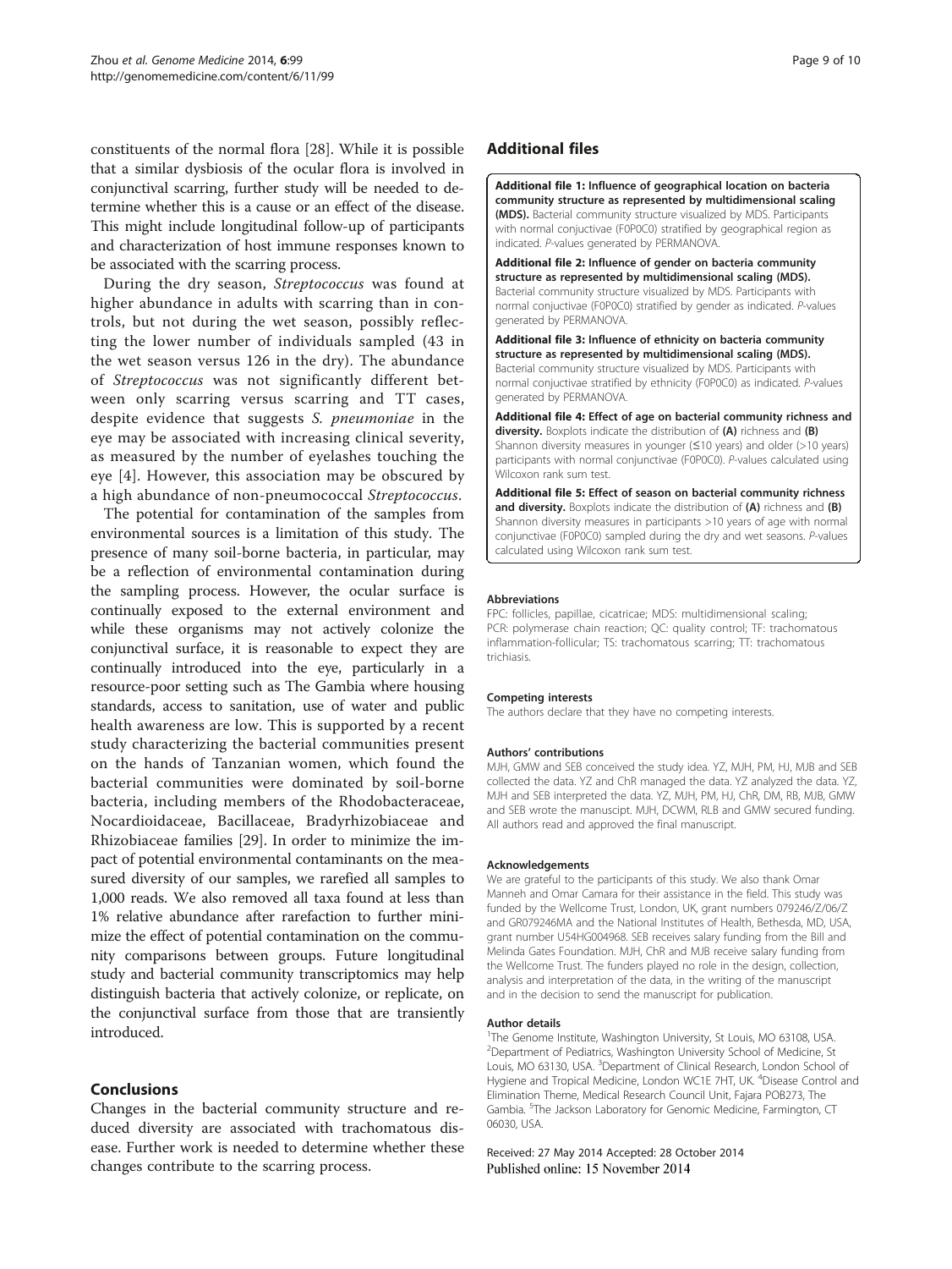constituents of the normal flora [28]. While it is possible that a similar dysbiosis of the ocular flora is involved in conjunctival scarring, further study will be needed to determine whether this is a cause or an effect of the disease. This might include longitudinal follow-up of participants and characterization of host immune responses known to be associated with the scarring process.

During the dry season, *Streptococcus* was found at higher abundance in adults with scarring than in controls, but not during the wet season, possibly reflecting the lower number of individuals sampled (43 in the wet season versus 126 in the dry). The abundance of *Streptococcus* was not significantly different between only scarring versus scarring and TT cases, despite evidence that suggests *S. pneumoniae* in the eye may be associated with increasing clinical severity, as measured by the number of eyelashes touching the eye [4]. However, this association may be obscured by a high abundance of non-pneumococcal *Streptococcus*.

The potential for contamination of the samples from environmental sources is a limitation of this study. The presence of many soil-borne bacteria, in particular, may be a reflection of environmental contamination during the sampling process. However, the ocular surface is continually exposed to the external environment and while these organisms may not actively colonize the conjunctival surface, it is reasonable to expect they are continually introduced into the eye, particularly in a resource-poor setting such as The Gambia where housing standards, access to sanitation, use of water and public health awareness are low. This is supported by a recent study characterizing the bacterial communities present on the hands of Tanzanian women, which found the bacterial communities were dominated by soil-borne bacteria, including members of the Rhodobacteraceae, Nocardioidaceae, Bacillaceae, Bradyrhizobiaceae and Rhizobiaceae families [29]. In order to minimize the impact of potential environmental contaminants on the measured diversity of our samples, we rarefied all samples to 1,000 reads. We also removed all taxa found at less than 1% relative abundance after rarefaction to further minimize the effect of potential contamination on the community comparisons between groups. Future longitudinal study and bacterial community transcriptomics may help distinguish bacteria that actively colonize, or replicate, on the conjunctival surface from those that are transiently introduced.

## Conclusions

Changes in the bacterial community structure and reduced diversity are associated with trachomatous disease. Further work is needed to determine whether these changes contribute to the scarring process.

## Additional files

**Additional file 1: Influence of geographical location on bacteria community structure as represented by multidimensional scaling (MDS).** Bacterial community structure visualized by MDS. Participants with normal conjuctivae (F0P0C0) stratified by geographical region as indicated. *P*-values generated by PERMANOVA.

**Additional file 2: Influence of gender on bacteria community structure as represented by multidimensional scaling (MDS).** Bacterial community structure visualized by MDS. Participants with normal conjuctivae (F0P0C0) stratified by gender as indicated. *P*-values generated by PERMANOVA.

**Additional file 3: Influence of ethnicity on bacteria community structure as represented by multidimensional scaling (MDS).** Bacterial community structure visualized by MDS. Participants with normal conjuctivae stratified by ethnicity (F0P0C0) as indicated. *P*-values generated by PERMANOVA.

**Additional file 4: Effect of age on bacterial community richness and diversity.** Boxplots indicate the distribution of **(A)** richness and **(B)** Shannon diversity measures in younger (≤10 years) and older (>10 years) participants with normal conjunctivae (F0P0C0). *P*-values calculated using Wilcoxon rank sum test.

**Additional file 5: Effect of season on bacterial community richness and diversity.** Boxplots indicate the distribution of **(A)** richness and **(B)** Shannon diversity measures in participants >10 years of age with normal conjunctivae (F0P0C0) sampled during the dry and wet seasons. *P*-values calculated using Wilcoxon rank sum test.

#### Abbreviations

FPC: follicles, papillae, cicatricae; MDS: multidimensional scaling; PCR: polymerase chain reaction; QC: quality control; TF: trachomatous inflammation-follicular; TS: trachomatous scarring; TT: trachomatous trichiasis.

#### Competing interests

The authors declare that they have no competing interests.

#### Authors' contributions

MJH, GMW and SEB conceived the study idea. YZ, MJH, PM, HJ, MJB and SEB collected the data. YZ and ChR managed the data. YZ analyzed the data. YZ, MJH and SEB interpreted the data. YZ, MJH, PM, HJ, ChR, DM, RB, MJB, GMW and SEB wrote the manuscipt. MJH, DCWM, RLB and GMW secured funding. All authors read and approved the final manuscript.

#### Acknowledgements

We are grateful to the participants of this study. We also thank Omar Manneh and Omar Camara for their assistance in the field. This study was funded by the Wellcome Trust, London, UK, grant numbers 079246/Z/06/Z and GR079246MA and the National Institutes of Health, Bethesda, MD, USA, grant number U54HG004968. SEB receives salary funding from the Bill and Melinda Gates Foundation. MJH, ChR and MJB receive salary funding from the Wellcome Trust. The funders played no role in the design, collection, analysis and interpretation of the data, in the writing of the manuscript and in the decision to send the manuscript for publication.

#### Author details

[1]The Genome Institute, Washington University, St Louis, MO 63108, USA. [2]Department of Pediatrics, Washington University School of Medicine, St Louis, MO 63130, USA. [3]Department of Clinical Research, London School of Hygiene and Tropical Medicine, London WC1E 7HT, UK. [4]Disease Control and Elimination Theme, Medical Research Council Unit, Fajara POB273, The Gambia. [5]The Jackson Laboratory for Genomic Medicine, Farmington, CT 06030, USA.

Received: 27 May 2014 Accepted: 28 October 2014
Published online: 15 November 2014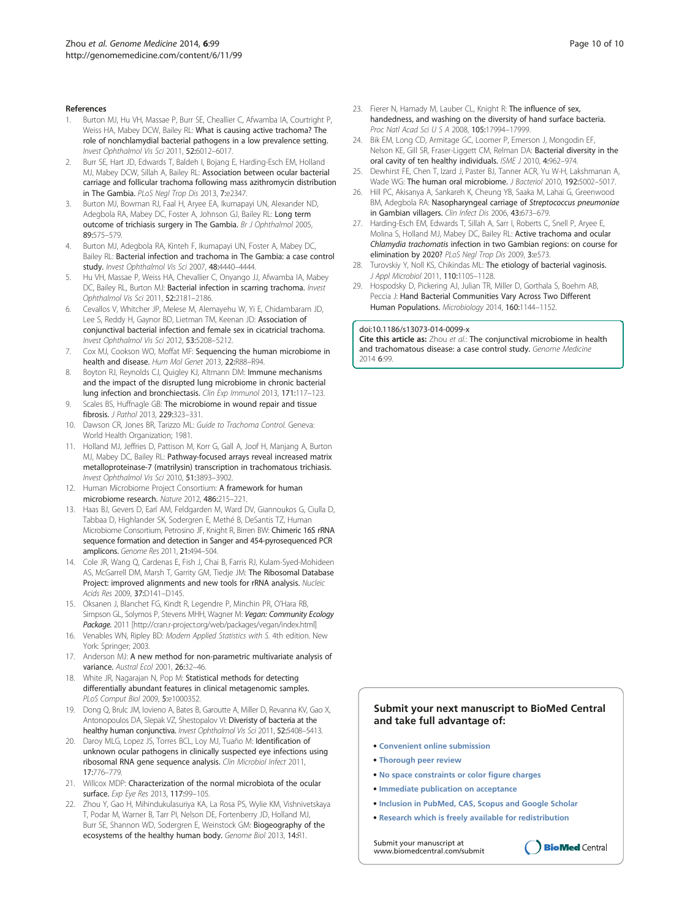## References

1. Burton MJ, Hu VH, Massae P, Burr SE, Chealllier C, Afwamba IA, Courtright P, Weiss HA, Mabey DCW, Bailey RL: **What is causing active trachoma? The role of nonchlamydial bacterial pathogens in a low prevalence setting.** *Invest Ophthalmol Vis Sci* 2011, **52:**6012–6017.
2. Burr SE, Hart JD, Edwards T, Baldeh I, Bojang E, Harding-Esch EM, Holland MJ, Mabey DCW, Sillah A, Bailey RL: **Association between ocular bacterial carriage and follicular trachoma following mass azithromycin distribution in The Gambia.** *PLoS Negl Trop Dis* 2013, **7:**e2347.
3. Burton MJ, Bowman RJ, Faal H, Aryee EA, Ikumapayi UN, Alexander ND, Adegbola RA, Mabey DC, Foster A, Johnson GJ, Bailey RL: **Long term outcome of trichiasis surgery in The Gambia.** *Br J Ophthalmol* 2005, **89:**575–579.
4. Burton MJ, Adegbola RA, Kinteh F, Ikumapayi UN, Foster A, Mabey DC, Bailey RL: **Bacterial infection and trachoma in The Gambia: a case control study.** *Invest Ophthalmol Vis Sci* 2007, **48:**4440–4444.
5. Hu VH, Massae P, Weiss HA, Chevallier C, Onyango JJ, Afwamba IA, Mabey DC, Bailey RL, Burton MJ: **Bacterial infection in scarring trachoma.** *Invest Ophthalmol Vis Sci* 2011, **52:**2181–2186.
6. Cevallos V, Whitcher JP, Melese M, Alemayehu W, Yi E, Chidambaram JD, Lee S, Reddy H, Gaynor BD, Lietman TM, Keenan JD: **Association of conjunctival bacterial infection and female sex in cicatricial trachoma.** *Invest Ophthalmol Vis Sci* 2012, **53:**5208–5212.
7. Cox MJ, Cookson WO, Moffat MF: **Sequencing the human microbiome in health and disease.** *Hum Mol Genet* 2013, **22:**R88–R94.
8. Boyton RJ, Reynolds CJ, Quigley KJ, Altmann DM: **Immune mechanisms and the impact of the disrupted lung microbiome in chronic bacterial lung infection and bronchiectasis.** *Clin Exp Immunol* 2013, **171:**117–123.
9. Scales BS, Huffnagle GB: **The microbiome in wound repair and tissue fibrosis.** *J Pathol* 2013, **229:**323–331.
10. Dawson CR, Jones BR, Tarizzo ML: *Guide to Trachoma Control.* Geneva: World Health Organization; 1981.
11. Holland MJ, Jeffries D, Pattison M, Korr G, Gall A, Joof H, Manjang A, Burton MJ, Mabey DC, Bailey RL: **Pathway-focused arrays reveal increased matrix metalloproteinase-7 (matrilysin) transcription in trachomatous trichiasis.** *Invest Ophthalmol Vis Sci* 2010, **51:**3893–3902.
12. Human Microbiome Project Consortium: **A framework for human microbiome research.** *Nature* 2012, **486:**215–221.
13. Haas BJ, Gevers D, Earl AM, Feldgarden M, Ward DV, Giannoukos G, Ciulla D, Tabbaa D, Highlander SK, Sodergren E, Methé B, DeSantis TZ, Human Microbiome Consortium, Petrosino JF, Knight R, Birren BW: **Chimeric 16S rRNA sequence formation and detection in Sanger and 454-pyrosequenced PCR amplicons.** *Genome Res* 2011, **21:**494–504.
14. Cole JR, Wang Q, Cardenas E, Fish J, Chai B, Farris RJ, Kulam-Syed-Mohideen AS, McGarrell DM, Marsh T, Garrity GM, Tiedje JM: **The Ribosomal Database Project: improved alignments and new tools for rRNA analysis.** *Nucleic Acids Res* 2009, **37:**D141–D145.
15. Oksanen J, Blanchet FG, Kindt R, Legendre P, Minchin PR, O'Hara RB, Simpson GL, Solymos P, Stevens MHH, Wagner M: ***Vegan: Community Ecology Package.*** 2011 [http://cran.r-project.org/web/packages/vegan/index.html]
16. Venables WN, Ripley BD: *Modern Applied Statistics with S.* 4th edition. New York: Springer; 2003.
17. Anderson MJ: **A new method for non-parametric multivariate analysis of variance.** *Austral Ecol* 2001, **26:**32–46.
18. White JR, Nagarajan N, Pop M: **Statistical methods for detecting differentially abundant features in clinical metagenomic samples.** *PLoS Comput Biol* 2009, **5:**e1000352.
19. Dong Q, Brulc JM, Iovieno A, Bates B, Garoutte A, Miller D, Revanna KV, Gao X, Antonopoulos DA, Slepak VZ, Shestopalov VI: **Diveristy of bacteria at the healthy human conjunctiva.** *Invest Ophthalmol Vis Sci* 2011, **52:**5408–5413.
20. Daroy MLG, Lopez JS, Torres BCL, Loy MJ, Tuaño M: **Identification of unknown ocular pathogens in clinically suspected eye infections using ribosomal RNA gene sequence analysis.** *Clin Microbiol Infect* 2011, **17:**776–779.
21. Willcox MDP: **Characterization of the normal microbiota of the ocular surface.** *Exp Eye Res* 2013, **117:**99–105.
22. Zhou Y, Gao H, Mihindukulasuriya KA, La Rosa PS, Wylie KM, Vishnivetskaya T, Podar M, Warner B, Tarr PI, Nelson DE, Fortenberry JD, Holland MJ, Burr SE, Shannon WD, Sodergren E, Weinstock GM: **Biogeography of the ecosystems of the healthy human body.** *Genome Biol* 2013, **14:**R1.
23. Fierer N, Hamady M, Lauber CL, Knight R: **The influence of sex, handedness, and washing on the diversity of hand surface bacteria.** *Proc Natl Acad Sci U S A* 2008, **105:**17994–17999.
24. Bik EM, Long CD, Armitage GC, Loomer P, Emerson J, Mongodin EF, Nelson KE, Gill SR, Fraser-Liggett CM, Relman DA: **Bacterial diversity in the oral cavity of ten healthy individuals.** *ISME J* 2010, **4:**962–974.
25. Dewhirst FE, Chen T, Izard J, Paster BJ, Tanner ACR, Yu W-H, Lakshmanan A, Wade WG: **The human oral microbiome.** *J Bacteriol* 2010, **192:**5002–5017.
26. Hill PC, Akisanya A, Sankareh K, Cheung YB, Saaka M, Lahai G, Greenwood BM, Adegbola RA: **Nasopharyngeal carriage of *Streptococcus pneumoniae* in Gambian villagers.** *Clin Infect Dis* 2006, **43:**673–679.
27. Harding-Esch EM, Edwards T, Sillah A, Sarr I, Roberts C, Snell P, Aryee E, Molina S, Holland MJ, Mabey DC, Bailey RL: **Active trachoma and ocular *Chlamydia trachomatis* infection in two Gambian regions: on course for elimination by 2020?** *PLoS Negl Trop Dis* 2009, **3:**e573.
28. Turovskiy Y, Noll KS, Chikindas ML: **The etiology of bacterial vaginosis.** *J Appl Microbiol* 2011, **110:**1105–1128.
29. Hospodsky D, Pickering AJ, Julian TR, Miller D, Gorthala S, Boehm AB, Peccia J: **Hand Bacterial Communities Vary Across Two Different Human Populations.** *Microbiology* 2014, **160:**1144–1152.

doi:10.1186/s13073-014-0099-x

**Cite this article as:** Zhou *et al.*: The conjunctival microbiome in health and trachomatous disease: a case control study. *Genome Medicine* 2014 **6**:99.

**Submit your next manuscript to BioMed Central and take full advantage of:**

- **Convenient online submission**
- **Thorough peer review**
- **No space constraints or color figure charges**
- **Immediate publication on acceptance**
- **Inclusion in PubMed, CAS, Scopus and Google Scholar**
- **Research which is freely available for redistribution**

Submit your manuscript at
www.biomedcentral.com/submit

BioMed Central